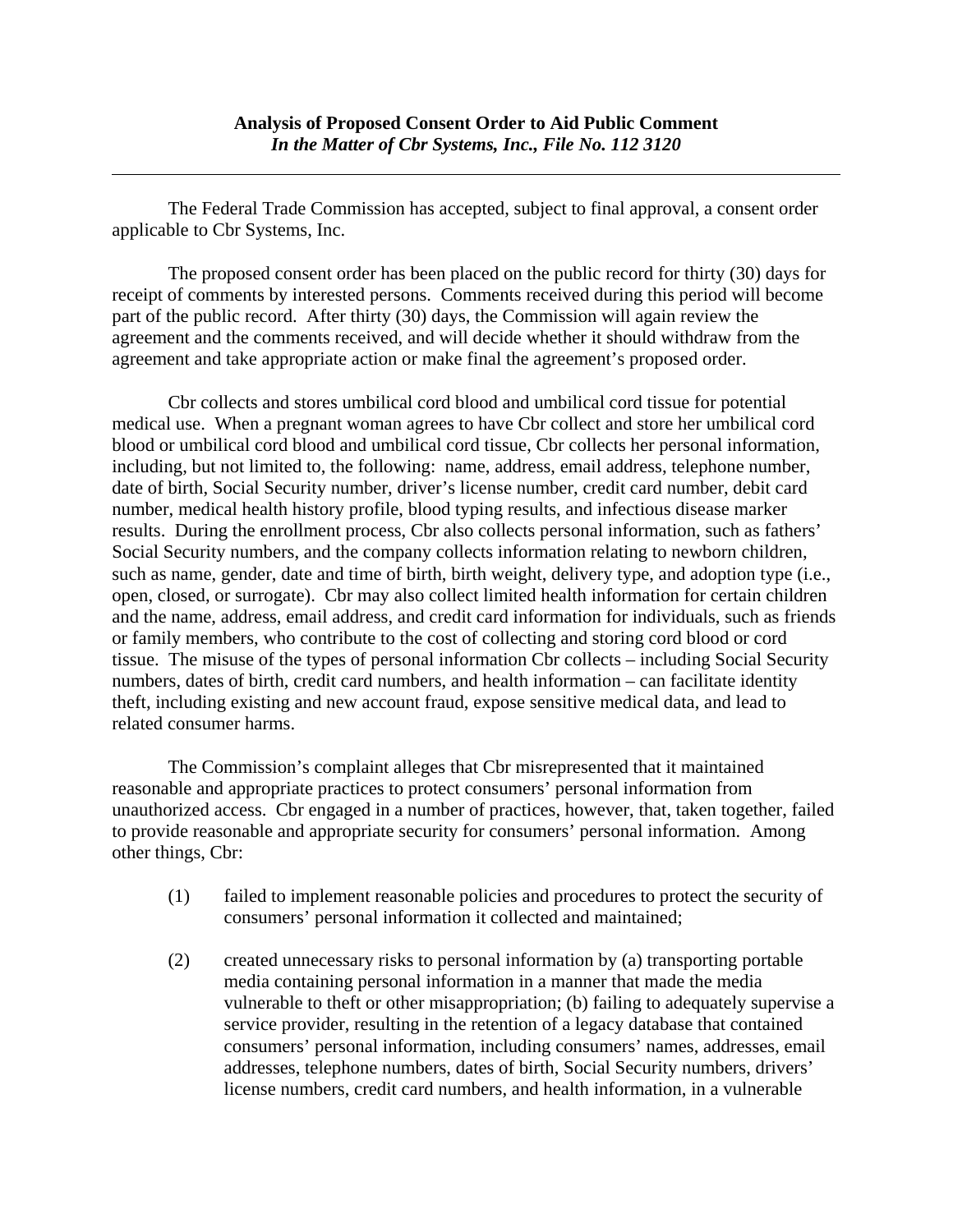**Analysis of Proposed Consent Order to Aid Public Comment**
*In the Matter of Cbr Systems, Inc., File No. 112 3120*

---

The Federal Trade Commission has accepted, subject to final approval, a consent order applicable to Cbr Systems, Inc.

The proposed consent order has been placed on the public record for thirty (30) days for receipt of comments by interested persons. Comments received during this period will become part of the public record. After thirty (30) days, the Commission will again review the agreement and the comments received, and will decide whether it should withdraw from the agreement and take appropriate action or make final the agreement's proposed order.

Cbr collects and stores umbilical cord blood and umbilical cord tissue for potential medical use. When a pregnant woman agrees to have Cbr collect and store her umbilical cord blood or umbilical cord blood and umbilical cord tissue, Cbr collects her personal information, including, but not limited to, the following: name, address, email address, telephone number, date of birth, Social Security number, driver's license number, credit card number, debit card number, medical health history profile, blood typing results, and infectious disease marker results. During the enrollment process, Cbr also collects personal information, such as fathers' Social Security numbers, and the company collects information relating to newborn children, such as name, gender, date and time of birth, birth weight, delivery type, and adoption type (i.e., open, closed, or surrogate). Cbr may also collect limited health information for certain children and the name, address, email address, and credit card information for individuals, such as friends or family members, who contribute to the cost of collecting and storing cord blood or cord tissue. The misuse of the types of personal information Cbr collects – including Social Security numbers, dates of birth, credit card numbers, and health information – can facilitate identity theft, including existing and new account fraud, expose sensitive medical data, and lead to related consumer harms.

The Commission's complaint alleges that Cbr misrepresented that it maintained reasonable and appropriate practices to protect consumers' personal information from unauthorized access. Cbr engaged in a number of practices, however, that, taken together, failed to provide reasonable and appropriate security for consumers' personal information. Among other things, Cbr:

(1) failed to implement reasonable policies and procedures to protect the security of consumers' personal information it collected and maintained;

(2) created unnecessary risks to personal information by (a) transporting portable media containing personal information in a manner that made the media vulnerable to theft or other misappropriation; (b) failing to adequately supervise a service provider, resulting in the retention of a legacy database that contained consumers' personal information, including consumers' names, addresses, email addresses, telephone numbers, dates of birth, Social Security numbers, drivers' license numbers, credit card numbers, and health information, in a vulnerable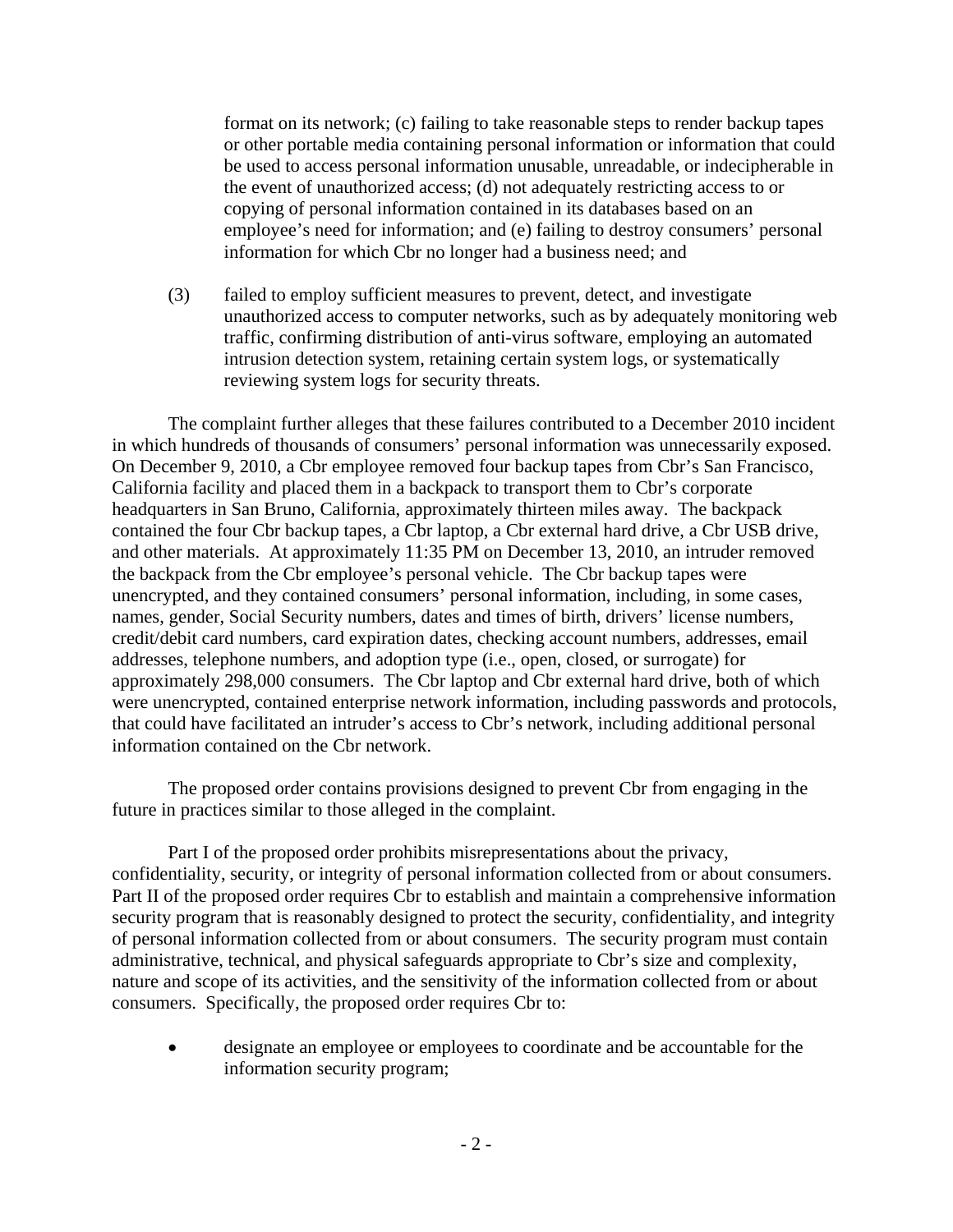format on its network; (c) failing to take reasonable steps to render backup tapes or other portable media containing personal information or information that could be used to access personal information unusable, unreadable, or indecipherable in the event of unauthorized access; (d) not adequately restricting access to or copying of personal information contained in its databases based on an employee's need for information; and (e) failing to destroy consumers' personal information for which Cbr no longer had a business need; and

(3) failed to employ sufficient measures to prevent, detect, and investigate unauthorized access to computer networks, such as by adequately monitoring web traffic, confirming distribution of anti-virus software, employing an automated intrusion detection system, retaining certain system logs, or systematically reviewing system logs for security threats.

The complaint further alleges that these failures contributed to a December 2010 incident in which hundreds of thousands of consumers' personal information was unnecessarily exposed. On December 9, 2010, a Cbr employee removed four backup tapes from Cbr's San Francisco, California facility and placed them in a backpack to transport them to Cbr's corporate headquarters in San Bruno, California, approximately thirteen miles away. The backpack contained the four Cbr backup tapes, a Cbr laptop, a Cbr external hard drive, a Cbr USB drive, and other materials. At approximately 11:35 PM on December 13, 2010, an intruder removed the backpack from the Cbr employee's personal vehicle. The Cbr backup tapes were unencrypted, and they contained consumers' personal information, including, in some cases, names, gender, Social Security numbers, dates and times of birth, drivers' license numbers, credit/debit card numbers, card expiration dates, checking account numbers, addresses, email addresses, telephone numbers, and adoption type (i.e., open, closed, or surrogate) for approximately 298,000 consumers. The Cbr laptop and Cbr external hard drive, both of which were unencrypted, contained enterprise network information, including passwords and protocols, that could have facilitated an intruder's access to Cbr's network, including additional personal information contained on the Cbr network.

The proposed order contains provisions designed to prevent Cbr from engaging in the future in practices similar to those alleged in the complaint.

Part I of the proposed order prohibits misrepresentations about the privacy, confidentiality, security, or integrity of personal information collected from or about consumers. Part II of the proposed order requires Cbr to establish and maintain a comprehensive information security program that is reasonably designed to protect the security, confidentiality, and integrity of personal information collected from or about consumers. The security program must contain administrative, technical, and physical safeguards appropriate to Cbr's size and complexity, nature and scope of its activities, and the sensitivity of the information collected from or about consumers. Specifically, the proposed order requires Cbr to:

- designate an employee or employees to coordinate and be accountable for the information security program;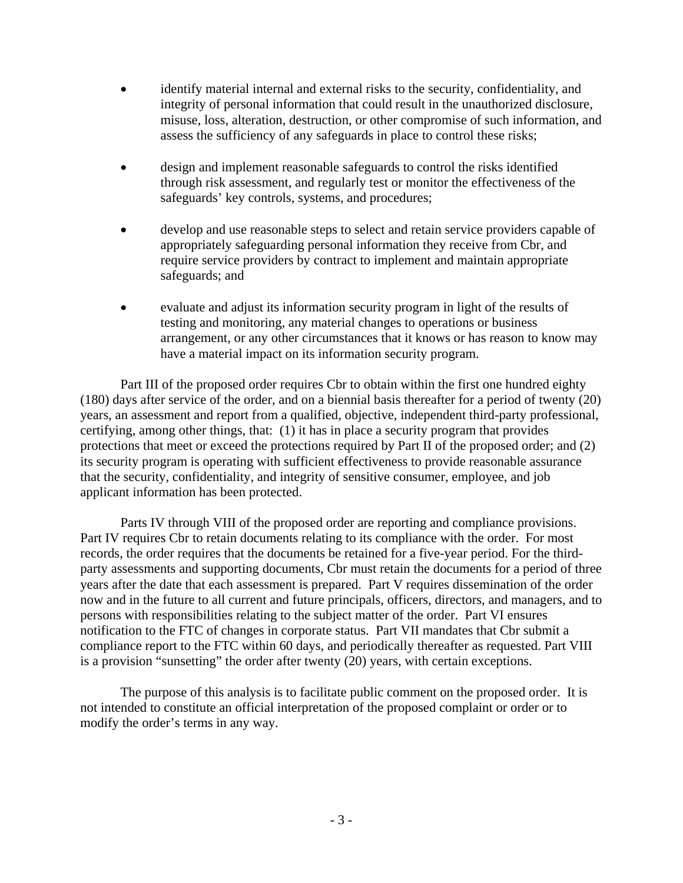- identify material internal and external risks to the security, confidentiality, and integrity of personal information that could result in the unauthorized disclosure, misuse, loss, alteration, destruction, or other compromise of such information, and assess the sufficiency of any safeguards in place to control these risks;

- design and implement reasonable safeguards to control the risks identified through risk assessment, and regularly test or monitor the effectiveness of the safeguards' key controls, systems, and procedures;

- develop and use reasonable steps to select and retain service providers capable of appropriately safeguarding personal information they receive from Cbr, and require service providers by contract to implement and maintain appropriate safeguards; and

- evaluate and adjust its information security program in light of the results of testing and monitoring, any material changes to operations or business arrangement, or any other circumstances that it knows or has reason to know may have a material impact on its information security program.

Part III of the proposed order requires Cbr to obtain within the first one hundred eighty (180) days after service of the order, and on a biennial basis thereafter for a period of twenty (20) years, an assessment and report from a qualified, objective, independent third-party professional, certifying, among other things, that: (1) it has in place a security program that provides protections that meet or exceed the protections required by Part II of the proposed order; and (2) its security program is operating with sufficient effectiveness to provide reasonable assurance that the security, confidentiality, and integrity of sensitive consumer, employee, and job applicant information has been protected.

Parts IV through VIII of the proposed order are reporting and compliance provisions. Part IV requires Cbr to retain documents relating to its compliance with the order. For most records, the order requires that the documents be retained for a five-year period. For the third-party assessments and supporting documents, Cbr must retain the documents for a period of three years after the date that each assessment is prepared. Part V requires dissemination of the order now and in the future to all current and future principals, officers, directors, and managers, and to persons with responsibilities relating to the subject matter of the order. Part VI ensures notification to the FTC of changes in corporate status. Part VII mandates that Cbr submit a compliance report to the FTC within 60 days, and periodically thereafter as requested. Part VIII is a provision "sunsetting" the order after twenty (20) years, with certain exceptions.

The purpose of this analysis is to facilitate public comment on the proposed order. It is not intended to constitute an official interpretation of the proposed complaint or order or to modify the order's terms in any way.